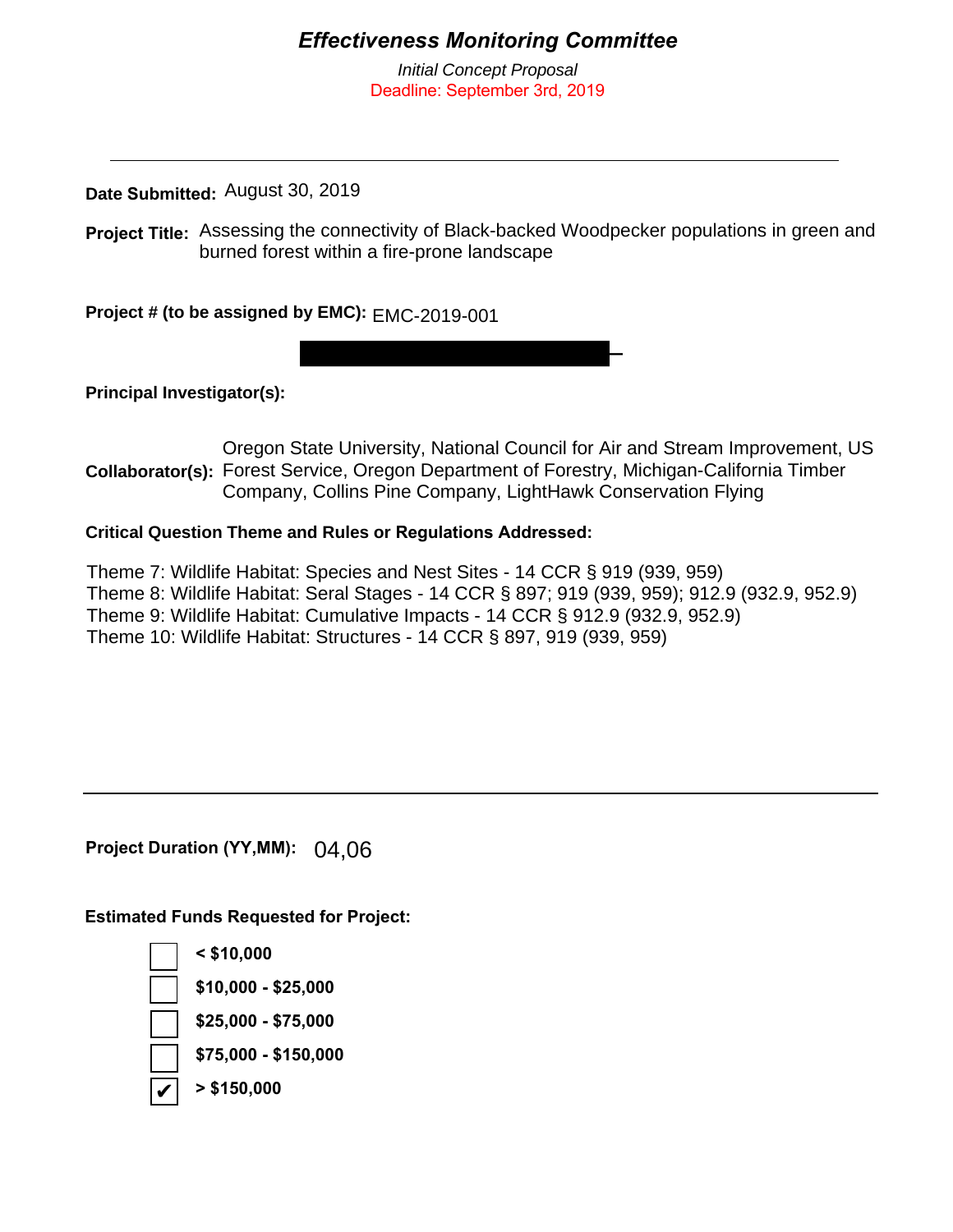# *Effectiveness Monitoring Committee*

*Initial Concept Proposal*

Deadline: September 3rd, 2019

---

**Date Submitted:** August 30, 2019

**Project Title:** Assessing the connectivity of Black-backed Woodpecker populations in green and burned forest within a fire-prone landscape

**Project # (to be assigned by EMC):** EMC-2019-001

**Principal Investigator(s):**

**Collaborator(s):** Oregon State University, National Council for Air and Stream Improvement, US Forest Service, Oregon Department of Forestry, Michigan-California Timber Company, Collins Pine Company, LightHawk Conservation Flying

**Critical Question Theme and Rules or Regulations Addressed:**

Theme 7: Wildlife Habitat: Species and Nest Sites - 14 CCR § 919 (939, 959)
Theme 8: Wildlife Habitat: Seral Stages - 14 CCR § 897; 919 (939, 959); 912.9 (932.9, 952.9)
Theme 9: Wildlife Habitat: Cumulative Impacts - 14 CCR § 912.9 (932.9, 952.9)
Theme 10: Wildlife Habitat: Structures - 14 CCR § 897, 919 (939, 959)

---

**Project Duration (YY,MM):** 04,06

**Estimated Funds Requested for Project:**

- [ ] **< $10,000**
- [ ] **$10,000 - $25,000**
- [ ] **$25,000 - $75,000**
- [ ] **$75,000 - $150,000**
- [x] **> $150,000**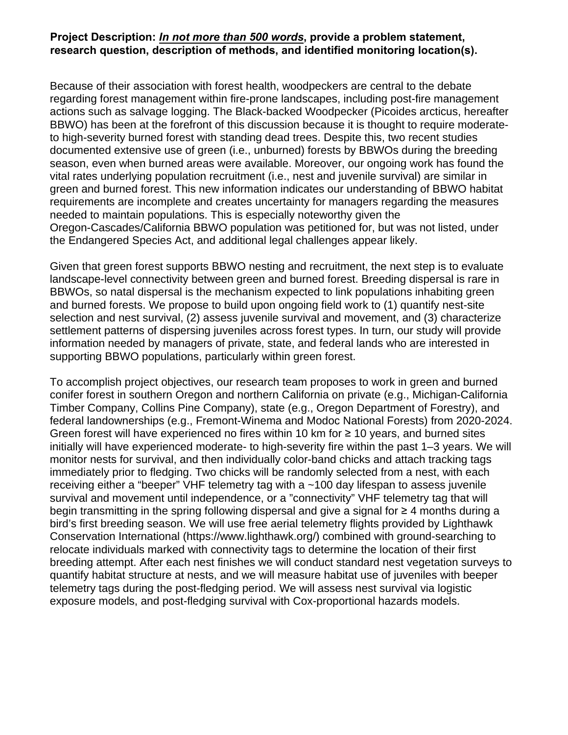**Project Description: *In not more than 500 words*, provide a problem statement, research question, description of methods, and identified monitoring location(s).**

Because of their association with forest health, woodpeckers are central to the debate regarding forest management within fire-prone landscapes, including post-fire management actions such as salvage logging. The Black-backed Woodpecker (Picoides arcticus, hereafter BBWO) has been at the forefront of this discussion because it is thought to require moderate-to high-severity burned forest with standing dead trees. Despite this, two recent studies documented extensive use of green (i.e., unburned) forests by BBWOs during the breeding season, even when burned areas were available. Moreover, our ongoing work has found the vital rates underlying population recruitment (i.e., nest and juvenile survival) are similar in green and burned forest. This new information indicates our understanding of BBWO habitat requirements are incomplete and creates uncertainty for managers regarding the measures needed to maintain populations. This is especially noteworthy given the Oregon-Cascades/California BBWO population was petitioned for, but was not listed, under the Endangered Species Act, and additional legal challenges appear likely.

Given that green forest supports BBWO nesting and recruitment, the next step is to evaluate landscape-level connectivity between green and burned forest. Breeding dispersal is rare in BBWOs, so natal dispersal is the mechanism expected to link populations inhabiting green and burned forests. We propose to build upon ongoing field work to (1) quantify nest-site selection and nest survival, (2) assess juvenile survival and movement, and (3) characterize settlement patterns of dispersing juveniles across forest types. In turn, our study will provide information needed by managers of private, state, and federal lands who are interested in supporting BBWO populations, particularly within green forest.

To accomplish project objectives, our research team proposes to work in green and burned conifer forest in southern Oregon and northern California on private (e.g., Michigan-California Timber Company, Collins Pine Company), state (e.g., Oregon Department of Forestry), and federal landownerships (e.g., Fremont-Winema and Modoc National Forests) from 2020-2024. Green forest will have experienced no fires within 10 km for ≥ 10 years, and burned sites initially will have experienced moderate- to high-severity fire within the past 1–3 years. We will monitor nests for survival, and then individually color-band chicks and attach tracking tags immediately prior to fledging. Two chicks will be randomly selected from a nest, with each receiving either a "beeper" VHF telemetry tag with a ~100 day lifespan to assess juvenile survival and movement until independence, or a "connectivity" VHF telemetry tag that will begin transmitting in the spring following dispersal and give a signal for ≥ 4 months during a bird's first breeding season. We will use free aerial telemetry flights provided by Lighthawk Conservation International (https://www.lighthawk.org/) combined with ground-searching to relocate individuals marked with connectivity tags to determine the location of their first breeding attempt. After each nest finishes we will conduct standard nest vegetation surveys to quantify habitat structure at nests, and we will measure habitat use of juveniles with beeper telemetry tags during the post-fledging period. We will assess nest survival via logistic exposure models, and post-fledging survival with Cox-proportional hazards models.